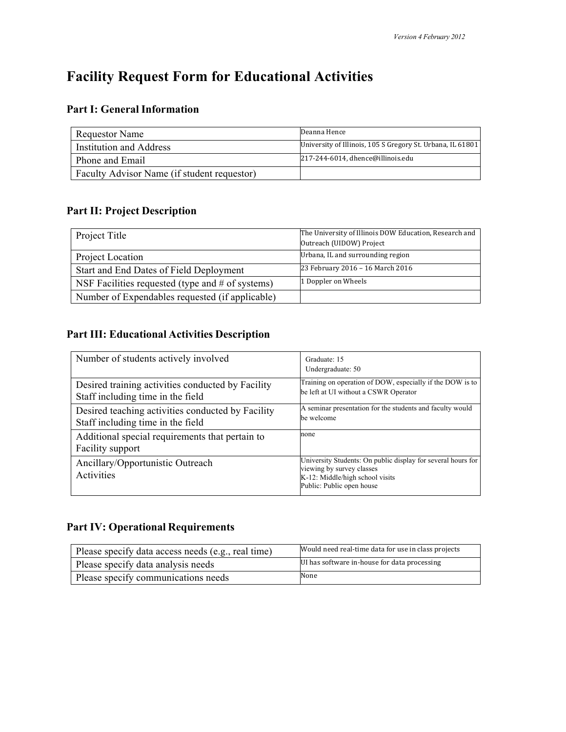# Facility Request Form for Educational Activities

## Part I: General Information

| | |
|---|---|
| Requestor Name | Deanna Hence |
| Institution and Address | University of Illinois, 105 S Gregory St. Urbana, IL 61801 |
| Phone and Email | 217-244-6014, dhence@illinois.edu |
| Faculty Advisor Name (if student requestor) | |

## Part II: Project Description

| | |
|---|---|
| Project Title | The University of Illinois DOW Education, Research and Outreach (UIDOW) Project |
| Project Location | Urbana, IL and surrounding region |
| Start and End Dates of Field Deployment | 23 February 2016 – 16 March 2016 |
| NSF Facilities requested (type and # of systems) | 1 Doppler on Wheels |
| Number of Expendables requested (if applicable) | |

## Part III: Educational Activities Description

| | |
|---|---|
| Number of students actively involved | Graduate: 15<br>Undergraduate: 50 |
| Desired training activities conducted by Facility Staff including time in the field | Training on operation of DOW, especially if the DOW is to be left at UI without a CSWR Operator |
| Desired teaching activities conducted by Facility Staff including time in the field | A seminar presentation for the students and faculty would be welcome |
| Additional special requirements that pertain to Facility support | none |
| Ancillary/Opportunistic Outreach Activities | University Students: On public display for several hours for viewing by survey classes<br>K-12: Middle/high school visits<br>Public: Public open house |

## Part IV: Operational Requirements

| | |
|---|---|
| Please specify data access needs (e.g., real time) | Would need real-time data for use in class projects |
| Please specify data analysis needs | UI has software in-house for data processing |
| Please specify communications needs | None |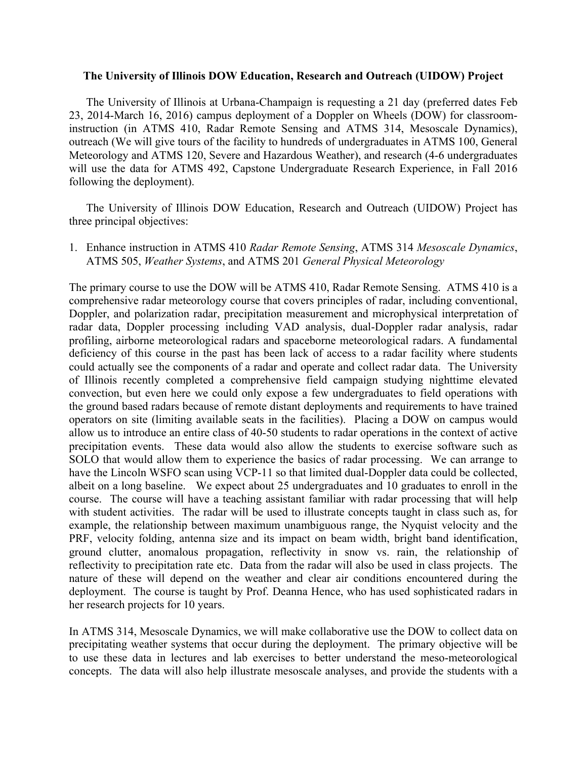**The University of Illinois DOW Education, Research and Outreach (UIDOW) Project**

The University of Illinois at Urbana-Champaign is requesting a 21 day (preferred dates Feb 23, 2014-March 16, 2016) campus deployment of a Doppler on Wheels (DOW) for classroom-instruction (in ATMS 410, Radar Remote Sensing and ATMS 314, Mesoscale Dynamics), outreach (We will give tours of the facility to hundreds of undergraduates in ATMS 100, General Meteorology and ATMS 120, Severe and Hazardous Weather), and research (4-6 undergraduates will use the data for ATMS 492, Capstone Undergraduate Research Experience, in Fall 2016 following the deployment).

The University of Illinois DOW Education, Research and Outreach (UIDOW) Project has three principal objectives:

1. Enhance instruction in ATMS 410 *Radar Remote Sensing*, ATMS 314 *Mesoscale Dynamics*, ATMS 505, *Weather Systems*, and ATMS 201 *General Physical Meteorology*

The primary course to use the DOW will be ATMS 410, Radar Remote Sensing. ATMS 410 is a comprehensive radar meteorology course that covers principles of radar, including conventional, Doppler, and polarization radar, precipitation measurement and microphysical interpretation of radar data, Doppler processing including VAD analysis, dual-Doppler radar analysis, radar profiling, airborne meteorological radars and spaceborne meteorological radars. A fundamental deficiency of this course in the past has been lack of access to a radar facility where students could actually see the components of a radar and operate and collect radar data. The University of Illinois recently completed a comprehensive field campaign studying nighttime elevated convection, but even here we could only expose a few undergraduates to field operations with the ground based radars because of remote distant deployments and requirements to have trained operators on site (limiting available seats in the facilities). Placing a DOW on campus would allow us to introduce an entire class of 40-50 students to radar operations in the context of active precipitation events. These data would also allow the students to exercise software such as SOLO that would allow them to experience the basics of radar processing. We can arrange to have the Lincoln WSFO scan using VCP-11 so that limited dual-Doppler data could be collected, albeit on a long baseline. We expect about 25 undergraduates and 10 graduates to enroll in the course. The course will have a teaching assistant familiar with radar processing that will help with student activities. The radar will be used to illustrate concepts taught in class such as, for example, the relationship between maximum unambiguous range, the Nyquist velocity and the PRF, velocity folding, antenna size and its impact on beam width, bright band identification, ground clutter, anomalous propagation, reflectivity in snow vs. rain, the relationship of reflectivity to precipitation rate etc. Data from the radar will also be used in class projects. The nature of these will depend on the weather and clear air conditions encountered during the deployment. The course is taught by Prof. Deanna Hence, who has used sophisticated radars in her research projects for 10 years.

In ATMS 314, Mesoscale Dynamics, we will make collaborative use the DOW to collect data on precipitating weather systems that occur during the deployment. The primary objective will be to use these data in lectures and lab exercises to better understand the meso-meteorological concepts. The data will also help illustrate mesoscale analyses, and provide the students with a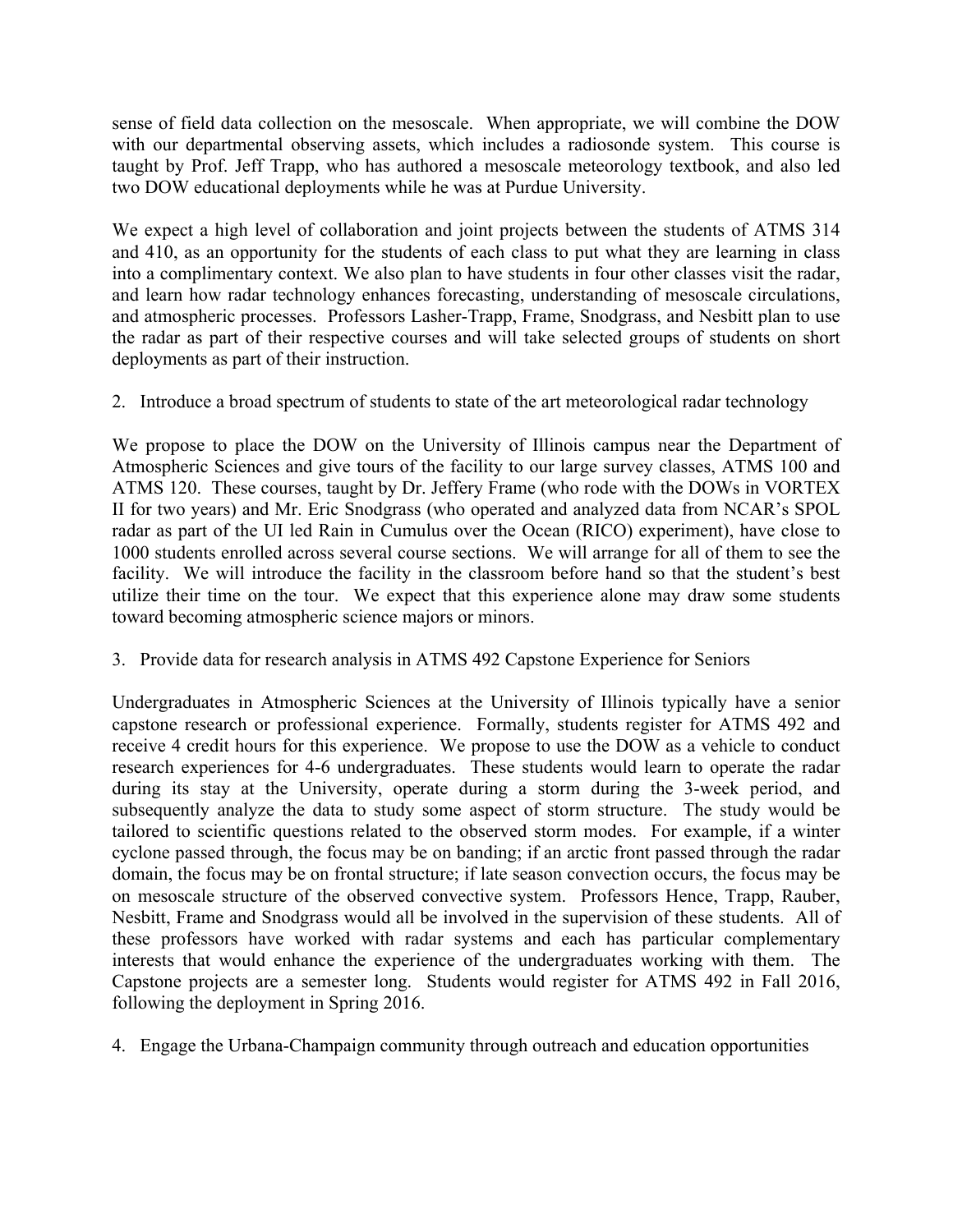sense of field data collection on the mesoscale. When appropriate, we will combine the DOW with our departmental observing assets, which includes a radiosonde system. This course is taught by Prof. Jeff Trapp, who has authored a mesoscale meteorology textbook, and also led two DOW educational deployments while he was at Purdue University.

We expect a high level of collaboration and joint projects between the students of ATMS 314 and 410, as an opportunity for the students of each class to put what they are learning in class into a complimentary context. We also plan to have students in four other classes visit the radar, and learn how radar technology enhances forecasting, understanding of mesoscale circulations, and atmospheric processes. Professors Lasher-Trapp, Frame, Snodgrass, and Nesbitt plan to use the radar as part of their respective courses and will take selected groups of students on short deployments as part of their instruction.

2. Introduce a broad spectrum of students to state of the art meteorological radar technology

We propose to place the DOW on the University of Illinois campus near the Department of Atmospheric Sciences and give tours of the facility to our large survey classes, ATMS 100 and ATMS 120. These courses, taught by Dr. Jeffery Frame (who rode with the DOWs in VORTEX II for two years) and Mr. Eric Snodgrass (who operated and analyzed data from NCAR's SPOL radar as part of the UI led Rain in Cumulus over the Ocean (RICO) experiment), have close to 1000 students enrolled across several course sections. We will arrange for all of them to see the facility. We will introduce the facility in the classroom before hand so that the student's best utilize their time on the tour. We expect that this experience alone may draw some students toward becoming atmospheric science majors or minors.

3. Provide data for research analysis in ATMS 492 Capstone Experience for Seniors

Undergraduates in Atmospheric Sciences at the University of Illinois typically have a senior capstone research or professional experience. Formally, students register for ATMS 492 and receive 4 credit hours for this experience. We propose to use the DOW as a vehicle to conduct research experiences for 4-6 undergraduates. These students would learn to operate the radar during its stay at the University, operate during a storm during the 3-week period, and subsequently analyze the data to study some aspect of storm structure. The study would be tailored to scientific questions related to the observed storm modes. For example, if a winter cyclone passed through, the focus may be on banding; if an arctic front passed through the radar domain, the focus may be on frontal structure; if late season convection occurs, the focus may be on mesoscale structure of the observed convective system. Professors Hence, Trapp, Rauber, Nesbitt, Frame and Snodgrass would all be involved in the supervision of these students. All of these professors have worked with radar systems and each has particular complementary interests that would enhance the experience of the undergraduates working with them. The Capstone projects are a semester long. Students would register for ATMS 492 in Fall 2016, following the deployment in Spring 2016.

4. Engage the Urbana-Champaign community through outreach and education opportunities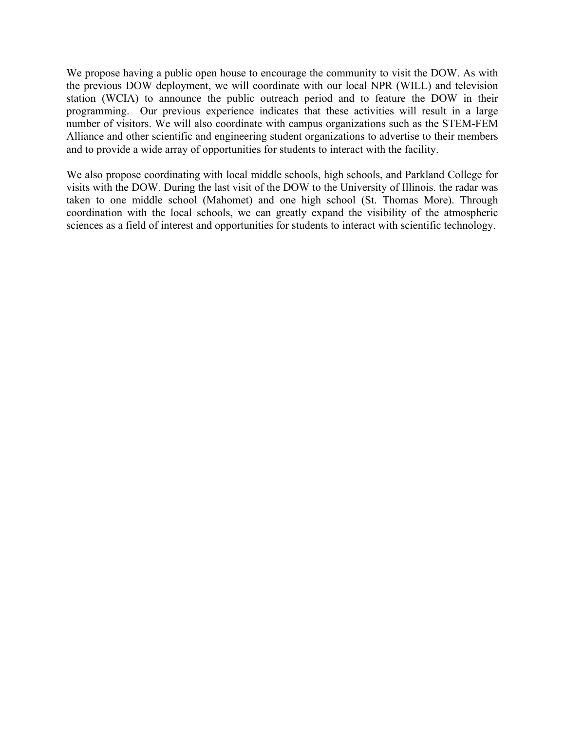We propose having a public open house to encourage the community to visit the DOW. As with the previous DOW deployment, we will coordinate with our local NPR (WILL) and television station (WCIA) to announce the public outreach period and to feature the DOW in their programming. Our previous experience indicates that these activities will result in a large number of visitors. We will also coordinate with campus organizations such as the STEM-FEM Alliance and other scientific and engineering student organizations to advertise to their members and to provide a wide array of opportunities for students to interact with the facility.

We also propose coordinating with local middle schools, high schools, and Parkland College for visits with the DOW. During the last visit of the DOW to the University of Illinois. the radar was taken to one middle school (Mahomet) and one high school (St. Thomas More). Through coordination with the local schools, we can greatly expand the visibility of the atmospheric sciences as a field of interest and opportunities for students to interact with scientific technology.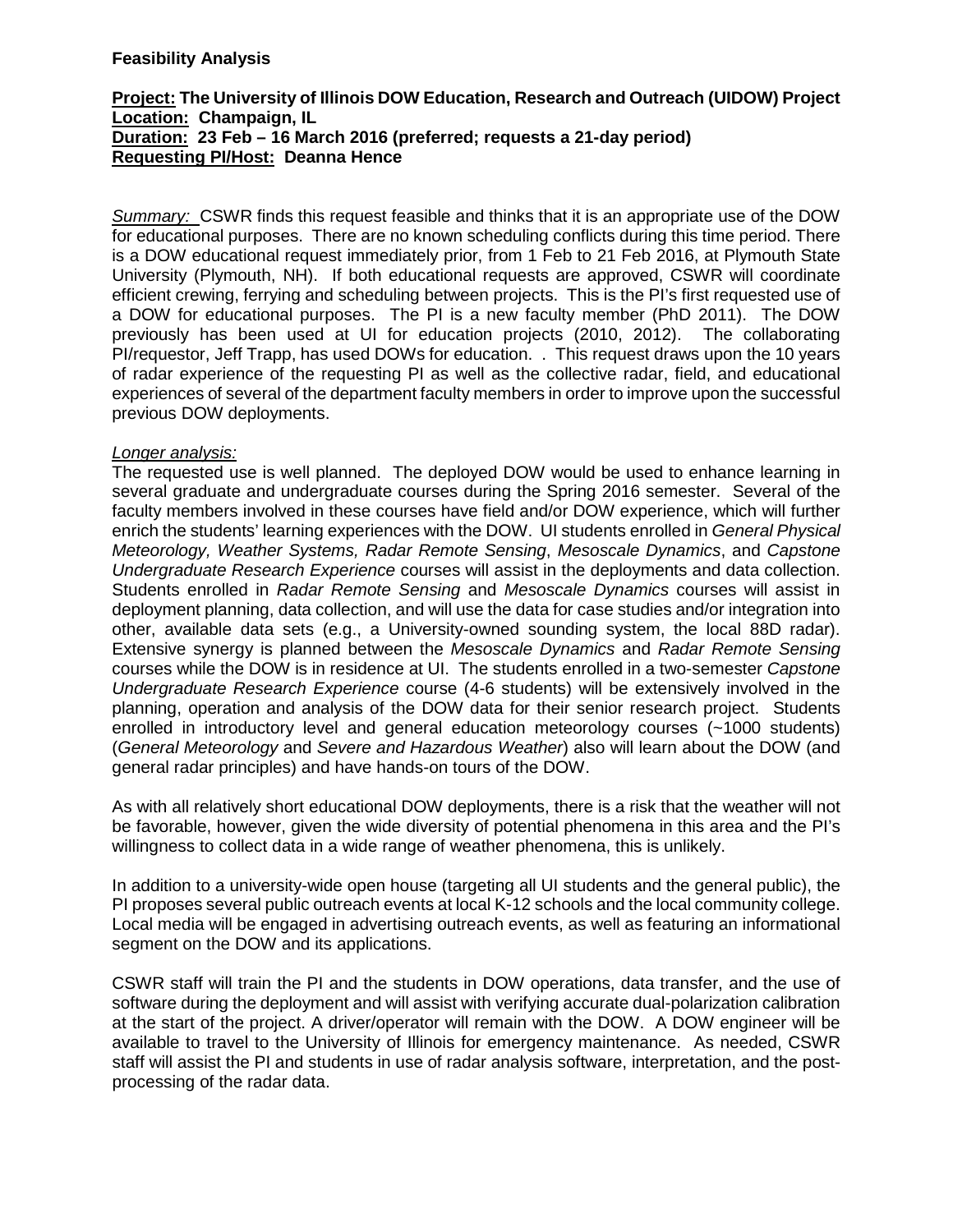**Feasibility Analysis**

**Project: The University of Illinois DOW Education, Research and Outreach (UIDOW) Project**
**Location: Champaign, IL**
**Duration: 23 Feb – 16 March 2016 (preferred; requests a 21-day period)**
**Requesting PI/Host: Deanna Hence**

*Summary:* CSWR finds this request feasible and thinks that it is an appropriate use of the DOW for educational purposes. There are no known scheduling conflicts during this time period. There is a DOW educational request immediately prior, from 1 Feb to 21 Feb 2016, at Plymouth State University (Plymouth, NH). If both educational requests are approved, CSWR will coordinate efficient crewing, ferrying and scheduling between projects. This is the PI's first requested use of a DOW for educational purposes. The PI is a new faculty member (PhD 2011). The DOW previously has been used at UI for education projects (2010, 2012). The collaborating PI/requestor, Jeff Trapp, has used DOWs for education. . This request draws upon the 10 years of radar experience of the requesting PI as well as the collective radar, field, and educational experiences of several of the department faculty members in order to improve upon the successful previous DOW deployments.

*Longer analysis:*
The requested use is well planned. The deployed DOW would be used to enhance learning in several graduate and undergraduate courses during the Spring 2016 semester. Several of the faculty members involved in these courses have field and/or DOW experience, which will further enrich the students' learning experiences with the DOW. UI students enrolled in *General Physical Meteorology, Weather Systems, Radar Remote Sensing*, *Mesoscale Dynamics*, and *Capstone Undergraduate Research Experience* courses will assist in the deployments and data collection. Students enrolled in *Radar Remote Sensing* and *Mesoscale Dynamics* courses will assist in deployment planning, data collection, and will use the data for case studies and/or integration into other, available data sets (e.g., a University-owned sounding system, the local 88D radar). Extensive synergy is planned between the *Mesoscale Dynamics* and *Radar Remote Sensing* courses while the DOW is in residence at UI. The students enrolled in a two-semester *Capstone Undergraduate Research Experience* course (4-6 students) will be extensively involved in the planning, operation and analysis of the DOW data for their senior research project. Students enrolled in introductory level and general education meteorology courses (~1000 students) (*General Meteorology* and *Severe and Hazardous Weather*) also will learn about the DOW (and general radar principles) and have hands-on tours of the DOW.

As with all relatively short educational DOW deployments, there is a risk that the weather will not be favorable, however, given the wide diversity of potential phenomena in this area and the PI's willingness to collect data in a wide range of weather phenomena, this is unlikely.

In addition to a university-wide open house (targeting all UI students and the general public), the PI proposes several public outreach events at local K-12 schools and the local community college. Local media will be engaged in advertising outreach events, as well as featuring an informational segment on the DOW and its applications.

CSWR staff will train the PI and the students in DOW operations, data transfer, and the use of software during the deployment and will assist with verifying accurate dual-polarization calibration at the start of the project. A driver/operator will remain with the DOW. A DOW engineer will be available to travel to the University of Illinois for emergency maintenance. As needed, CSWR staff will assist the PI and students in use of radar analysis software, interpretation, and the post-processing of the radar data.